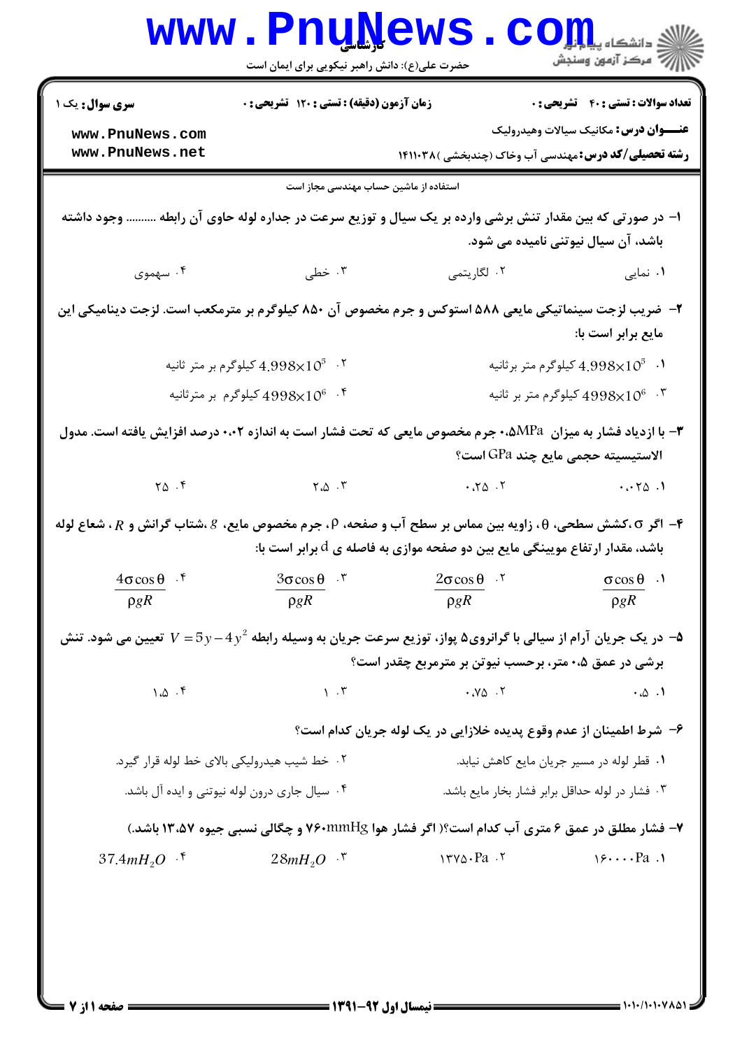کارشناسی

حضرت علی(ع): دانش راهبر نیکویی برای ایمان است

دانشگاه پیام نور
مرکز آزمون وسنجش

**سری سوال:** یک ۱

**زمان آزمون (دقیقه) : تستی : ۱۲۰ تشریحی : ۰**

**تعداد سوالات : تستی : ۴۰ تشریحی : ۰**

**عنـــوان درس:** مکانیک سیالات وهیدرولیک

**رشته تحصیلی/کد درس:** مهندسی آب وخاک (چندبخشی )۱۴۱۱۰۳۸

استفاده از ماشین حساب مهندسی مجاز است

**۱- در صورتی که بین مقدار تنش برشی وارده بر یک سیال و توزیع سرعت در جداره لوله حاوی آن رابطه .......... وجود داشته باشد، آن سیال نیوتنی نامیده می شود.**

۱. نمایی
۲. لگاریتمی
۳. خطی
۴. سهموی

**۲- ضریب لزجت سینماتیکی مایعی ۵۸۸ استوکس و جرم مخصوص آن ۸۵۰ کیلوگرم بر مترمکعب است. لزجت دینامیکی این مایع برابر است با:**

۱. $4.998\times10^{5}$ کیلوگرم متر برثانیه
۲. $4.998\times10^{5}$ کیلوگرم بر متر ثانیه
۳. $4998\times10^{6}$ کیلوگرم متر بر ثانیه
۴. $4998\times10^{6}$ کیلوگرم بر مترثانیه

**۳- با ازدیاد فشار به میزان ۰،۵MPa جرم مخصوص مایعی که تحت فشار است به اندازه ۰،۰۲ درصد افزایش یافته است. مدول الاستیسیته حجمی مایع چند GPa است؟**

۱. ۰،۰۲۵
۲. ۰،۲۵
۳. ۲،۵
۴. ۲۵

**۴- اگر $\sigma$ ،کشش سطحی، $\theta$، زاویه بین مماس بر سطح آب و صفحه، $\rho$، جرم مخصوص مایع، $g$ ،شتاب گرانش و $R$ ، شعاع لوله باشد، مقدار ارتفاع موییبنگی مایع بین دو صفحه موازی به فاصله ی $d$ برابر است با:**

۱. $\dfrac{\sigma\cos\theta}{\rho g R}$
۲. $\dfrac{2\sigma\cos\theta}{\rho g R}$
۳. $\dfrac{3\sigma\cos\theta}{\rho g R}$
۴. $\dfrac{4\sigma\cos\theta}{\rho g R}$

**۵- در یک جریان آرام از سیالی با گرانروی۵ پواز، توزیع سرعت جریان به وسیله رابطه $V=5y-4y^{2}$ تعیین می شود. تنش برشی در عمق ۰،۵ متر، برحسب نیوتن بر مترمربع چقدر است؟**

۱. ۰،۵
۲. ۰،۷۵
۳. ۱
۴. ۱،۵

**۶- شرط اطمینان از عدم وقوع پدیده خلازایی در یک لوله جریان کدام است؟**

۱. قطر لوله در مسیر جریان مایع کاهش نیابد.
۲. خط شیب هیدرولیکی بالای خط لوله قرار گیرد.
۳. فشار در لوله حداقل برابر فشار بخار مایع باشد.
۴. سیال جاری درون لوله نیوتنی و ایده آل باشد.

**۷- فشار مطلق در عمق ۶ متری آب کدام است؟( اگر فشار هوا ۷۶۰mmHg و چگالی نسبی جیوه ۱۳،۵۷ باشد.)**

۱. ۱۶۰۰۰۰Pa
۲. ۱۳۷۵۰Pa
۳. $28mH_2O$
۴. $37.4mH_2O$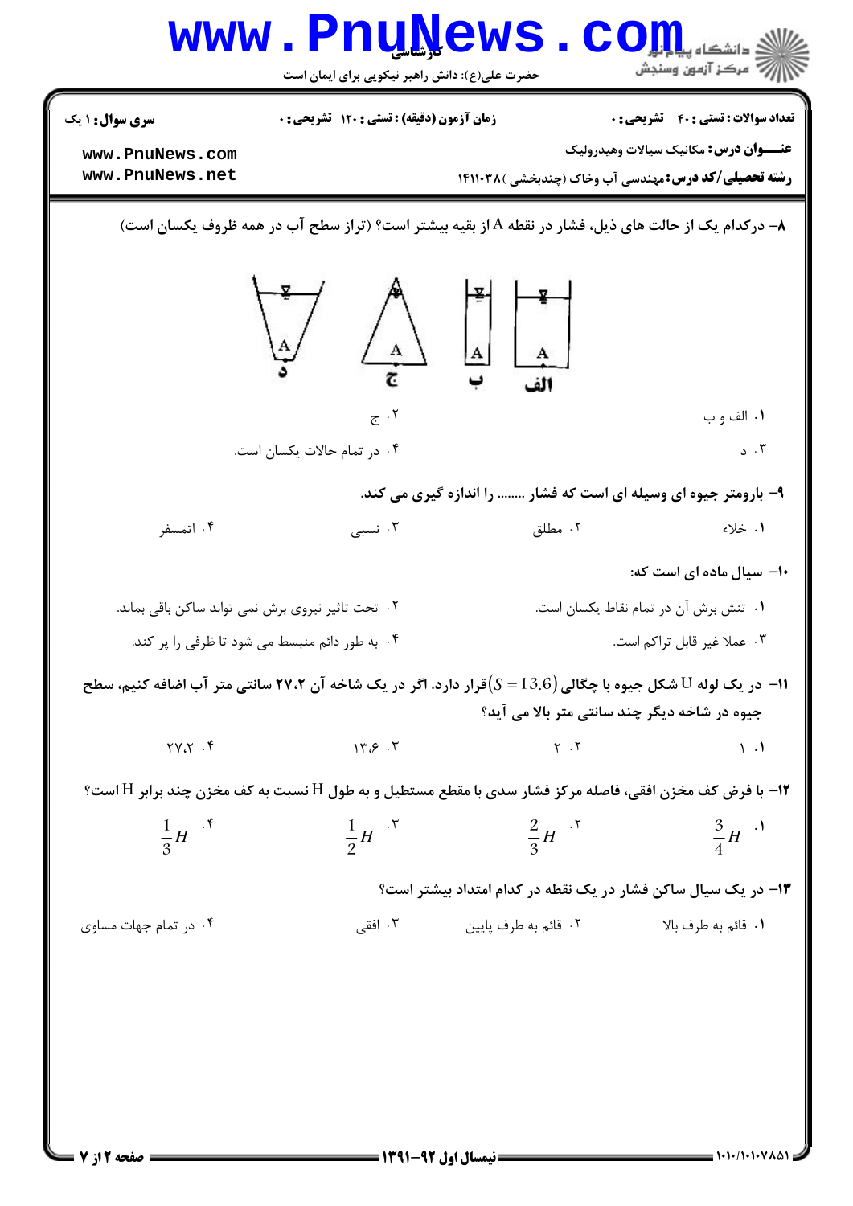**سری سوال:** ۱ یک | **زمان آزمون (دقیقه) :** تستی : ۱۲۰ تشریحی : ۰ | **تعداد سوالات :** تستی : ۴۰ تشریحی : ۰

**عنـــوان درس:** مکانیک سیالات وهیدرولیک

**رشته تحصیلی/کد درس:** مهندسی آب وخاک (چندبخشی )۱۴۱۱۰۳۸

**۸–** درکدام یک از حالت های ذیل، فشار در نقطه A از بقیه بیشتر است؟ (تراز سطح آب در همه ظروف یکسان است)

الف | ب | ج | د

۱. الف و ب
۲. ج
۳. د
۴. در تمام حالات یکسان است.

**۹–** بارومتر جیوه ای وسیله ای است که فشار ........ را اندازه گیری می کند.

۱. خلاء
۲. مطلق
۳. نسبی
۴. اتمسفر

**۱۰–** سیال ماده ای است که:

۱. تنش برش آن در تمام نقاط یکسان است.
۲. تحت تاثیر نیروی برش نمی تواند ساکن باقی بماند.
۳. عملا غیر قابل تراکم است.
۴. به طور دائم منبسط می شود تا ظرفی را پر کند.

**۱۱–** در یک لوله U شکل جیوه با چگالی $(S = 13.6)$ قرار دارد. اگر در یک شاخه آن ۲۷.۲ سانتی متر آب اضافه کنیم، سطح جیوه در شاخه دیگر چند سانتی متر بالا می آید؟

۱. ۱
۲. ۲
۳. ۱۳.۶
۴. ۲۷.۲

**۱۲–** با فرض کف مخزن افقی، فاصله مرکز فشار سدی با مقطع مستطیل و به طول H نسبت به کف مخزن چند برابر H است؟

۱. $\frac{3}{4}H$
۲. $\frac{2}{3}H$
۳. $\frac{1}{2}H$
۴. $\frac{1}{3}H$

**۱۳–** در یک سیال ساکن فشار در یک نقطه در کدام امتداد بیشتر است؟

۱. قائم به طرف بالا
۲. قائم به طرف پایین
۳. افقی
۴. در تمام جهات مساوی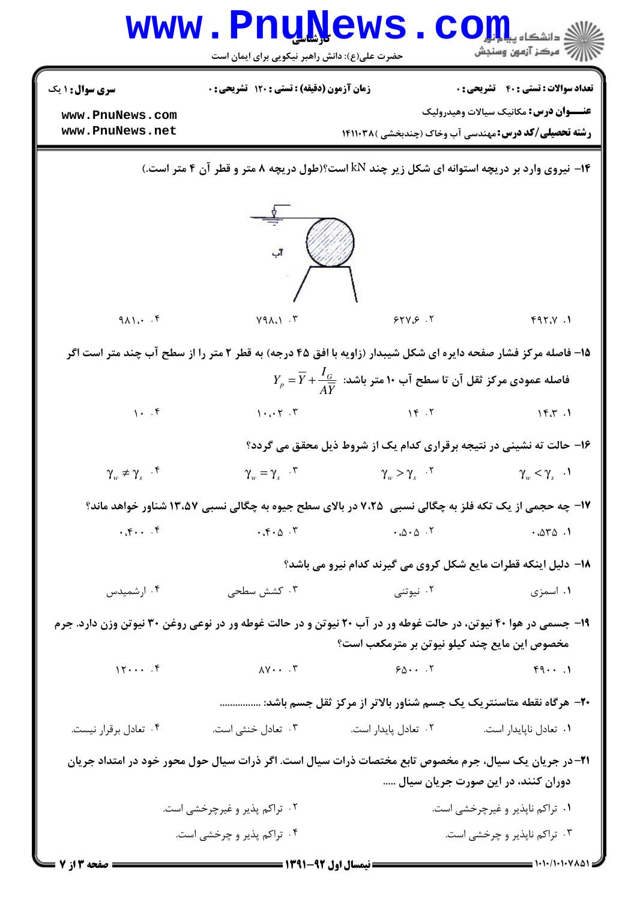**سری سوال:** ۱ یک | **زمان آزمون (دقیقه) : تستی :** ۱۲۰ **تشریحی :** ۰ | **تعداد سوالات : تستی :** ۴۰ **تشریحی :** ۰

**عنـــوان درس:** مکانیک سیالات وهیدرولیک

**رشته تحصیلی/کد درس:** مهندسی آب وخاک (چندبخشی )۱۴۱۱۰۳۸

۱۴- نیروی وارد بر دریچه استوانه ای شکل زیر چند kN است؟(طول دریچه ۸ متر و قطر آن ۴ متر است.)

آب

۱. ۴۹۲.۷ &nbsp;&nbsp; ۲. ۶۲۷.۶ &nbsp;&nbsp; ۳. ۷۹۸.۱ &nbsp;&nbsp; ۴. ۹۸۱.۰

۱۵- فاصله مرکز فشار صفحه دایره ای شکل شیبدار (زاویه با افق ۴۵ درجه) به قطر ۲ متر را از سطح آب چند متر است اگر فاصله عمودی مرکز ثقل آن تا سطح آب ۱۰ متر باشد: $Y_p = \overline{Y} + \frac{I_G}{A\overline{Y}}$

۱. ۱۴.۳ &nbsp;&nbsp; ۲. ۱۴ &nbsp;&nbsp; ۳. ۱۰.۰۲ &nbsp;&nbsp; ۴. ۱۰

۱۶- حالت ته نشینی در نتیجه برقراری کدام یک از شروط ذیل محقق می گردد؟

۱. $\gamma_w < \gamma_s$ &nbsp;&nbsp; ۲. $\gamma_w > \gamma_s$ &nbsp;&nbsp; ۳. $\gamma_w = \gamma_s$ &nbsp;&nbsp; ۴. $\gamma_w \neq \gamma_s$

۱۷- چه حجمی از یک تکه فلز به چگالی نسبی ۷.۲۵ در بالای سطح جیوه به چگالی نسبی ۱۳.۵۷ شناور خواهد ماند؟

۱. ۰.۵۳۵ &nbsp;&nbsp; ۲. ۰.۵۰۵ &nbsp;&nbsp; ۳. ۰.۴۰۵ &nbsp;&nbsp; ۴. ۰.۴۰۰

۱۸- دلیل اینکه قطرات مایع شکل کروی می گیرند کدام نیرو می باشد؟

۱. اسمزی &nbsp;&nbsp; ۲. نیوتنی &nbsp;&nbsp; ۳. کشش سطحی &nbsp;&nbsp; ۴. ارشمیدس

۱۹- جسمی در هوا ۴۰ نیوتن، در حالت غوطه ور در آب ۲۰ نیوتن و در حالت غوطه ور در نوعی روغن ۳۰ نیوتن وزن دارد. جرم مخصوص این مایع چند کیلو نیوتن بر مترمکعب است؟

۱. ۴۹۰۰ &nbsp;&nbsp; ۲. ۶۵۰۰ &nbsp;&nbsp; ۳. ۸۷۰۰ &nbsp;&nbsp; ۴. ۱۲۰۰۰

۲۰- هرگاه نقطه متاسنتریک یک جسم شناور بالاتر از مرکز ثقل جسم باشد: ................

۱. تعادل ناپایدار است. &nbsp;&nbsp; ۲. تعادل پایدار است. &nbsp;&nbsp; ۳. تعادل خنثی است. &nbsp;&nbsp; ۴. تعادل برقرار نیست.

۲۱- در جریان یک سیال، جرم مخصوص تابع مختصات ذرات سیال است. اگر ذرات سیال حول محور خود در امتداد جریان دوران کنند، در این صورت جریان سیال .....

۱. تراکم ناپذیر و غیرچرخشی است.

۲. تراکم پذیر و غیرچرخشی است.

۳. تراکم ناپذیر و چرخشی است.

۴. تراکم پذیر و چرخشی است.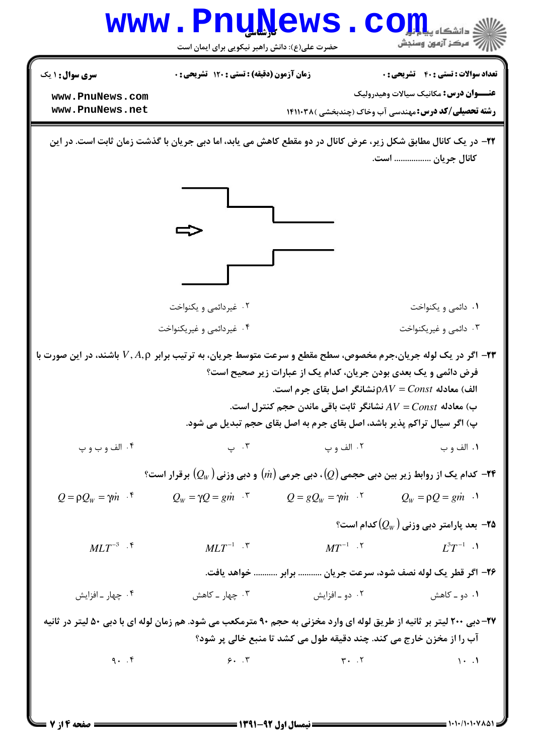**سری سوال:** ۱ یک

**زمان آزمون (دقیقه) : تستی :** ۱۲۰ **تشریحی :** ۰

**تعداد سوالات : تستی :** ۴۰ **تشریحی :** ۰

**عنـــوان درس:** مکانیک سیالات وهیدرولیک

**رشته تحصیلی/کد درس:** مهندسی آب وخاک (چندبخشی )۱۴۱۱۰۳۸

**۲۲-** در یک کانال مطابق شکل زیر، عرض کانال در دو مقطع کاهش می یابد، اما دبی جریان با گذشت زمان ثابت است. در این کانال جریان ............... است.

۱. دائمی و یکنواخت

۲. غیردائمی و یکنواخت

۳. دائمی و غیریکنواخت

۴. غیردائمی و غیریکنواخت

**۲۳-** اگر در یک لوله جریان،جرم مخصوص، سطح مقطع و سرعت متوسط جریان، به ترتیب برابر $V, A, \rho$ باشند، در این صورت با فرض دائمی و یک بعدی بودن جریان، کدام یک از عبارات زیر صحیح است؟

الف) معادله $\rho AV = Const$ نشانگر اصل بقای جرم است.

ب) معادله $AV = Const$ نشانگر ثابت باقی ماندن حجم کنترل است.

پ) اگر سیال تراکم پذیر باشد، اصل بقای جرم به اصل بقای حجم تبدیل می شود.

۱. الف و ب

۲. الف و پ

۳. پ

۴. الف و ب و پ

**۲۴-** کدام یک از روابط زیر بین دبی حجمی $(Q)$، دبی جرمی $(\dot{m})$ و دبی وزنی $(Q_W)$ برقرار است؟

۱. $Q_W = \rho Q = g\dot{m}$

۲. $Q = gQ_W = \gamma\dot{m}$

۳. $Q_W = \gamma Q = g\dot{m}$

۴. $Q = \rho Q_W = \gamma\dot{m}$

**۲۵-** بعد پارامتر دبی وزنی $(Q_W)$ کدام است؟

۱. $L^3T^{-1}$

۲. $MT^{-1}$

۳. $MLT^{-1}$

۴. $MLT^{-3}$

**۲۶-** اگر قطر یک لوله نصف شود، سرعت جریان ........... برابر ........... خواهد یافت.

۱. دو ـ کاهش

۲. دو ـ افزایش

۳. چهار ـ کاهش

۴. چهار ـ افزایش

**۲۷-** دبی ۲۰۰ لیتر بر ثانیه از طریق لوله ای وارد مخزنی به حجم ۹۰ مترمکعب می شود. هم زمان لوله ای با دبی ۵۰ لیتر در ثانیه آب را از مخزن خارج می کند. چند دقیقه طول می کشد تا منبع خالی پر شود؟

۱. ۱۰

۲. ۳۰

۳. ۶۰

۴. ۹۰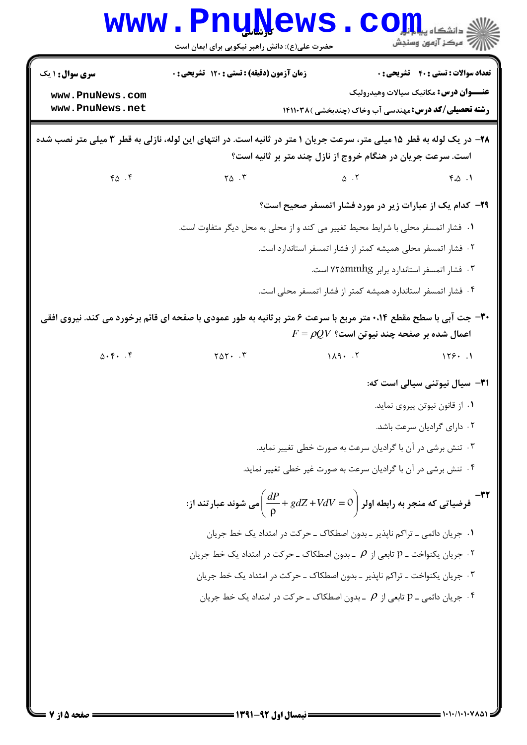**۲۸**- در یک لوله به قطر ۱۵ میلی متر، سرعت جریان ۱ متر در ثانیه است. در انتهای این لوله، نازلی به قطر ۳ میلی متر نصب شده است. سرعت جریان در هنگام خروج از نازل چند متر بر ثانیه است؟

۱. ۴،۵

۲. ۵

۳. ۲۵

۴. ۴۵

**۲۹**- کدام یک از عبارات زیر در مورد فشار اتمسفر صحیح است؟

۱. فشار اتمسفر محلی با شرایط محیط تغییر می کند و از محلی به محل دیگر متفاوت است.

۲. فشار اتمسفر محلی همیشه کمتر از فشار اتمسفر استاندارد است.

۳. فشار اتمسفر استاندارد برابر ۷۲۵mmhg است.

۴. فشار اتمسفر استاندارد همیشه کمتر از فشار اتمسفر محلی است.

**۳۰**- جت آبی با سطح مقطع ۰،۱۴ متر مربع با سرعت ۶ متر برثانیه به طور عمودی با صفحه ای قائم برخورد می کند. نیروی افقی اعمال شده بر صفحه چند نیوتن است؟ $F = \rho Q V$

۱. ۱۲۶۰

۲. ۱۸۹۰

۳. ۲۵۲۰

۴. ۵۰۴۰

**۳۱**- سیال نیوتنی سیالی است که:

۱. از قانون نیوتن پیروی نماید.

۲. دارای گرادیان سرعت باشد.

۳. تنش برشی در آن با گرادیان سرعت به صورت خطی تغییر نماید.

۴. تنش برشی در آن با گرادیان سرعت به صورت غیر خطی تغییر نماید.

**۳۲**- فرضیاتی که منجر به رابطه اولر $\left(\frac{dP}{\rho} + gdZ + VdV = 0\right)$ می شوند عبارتند از:

۱. جریان دائمی ـ تراکم ناپذیر ـ بدون اصطکاک ـ حرکت در امتداد یک خط جریان

۲. جریان یکنواخت ـ p تابعی از $\rho$ ـ بدون اصطکاک ـ حرکت در امتداد یک خط جریان

۳. جریان یکنواخت ـ تراکم ناپذیر ـ بدون اصطکاک ـ حرکت در امتداد یک خط جریان

۴. جریان دائمی ـ p تابعی از $\rho$ ـ بدون اصطکاک ـ حرکت در امتداد یک خط جریان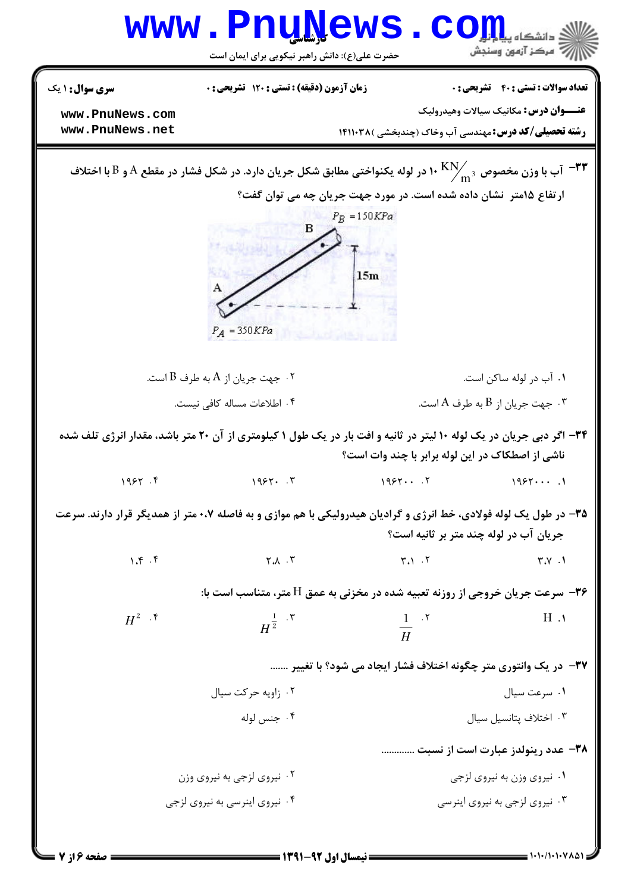سری سوال: ۱ یک | زمان آزمون (دقیقه): تستی: ۱۲۰ تشریحی: ۰ | تعداد سوالات: تستی: ۴۰ تشریحی: ۰

**عنـــوان درس:** مکانیک سیالات وهیدرولیک

**رشته تحصیلی/کد درس:** مهندسی آب وخاک (چندبخشی )۱۴۱۱۰۳۸

۳۳- آب با وزن مخصوص $10 \ {KN}/{m^3}$ در لوله یکنواختی مطابق شکل جریان دارد. در شکل فشار در مقطع A و B با اختلاف ارتفاع ۱۵متر نشان داده شده است. در مورد جهت جریان چه می توان گفت؟

$P_B = 150KPa$

B

15m

A

$P_A = 350KPa$

۱. آب در لوله ساکن است.

۲. جهت جریان از A به طرف B است.

۳. جهت جریان از B به طرف A است.

۴. اطلاعات مساله کافی نیست.

۳۴- اگر دبی جریان در یک لوله ۱۰ لیتر در ثانیه و افت بار در یک طول ۱ کیلومتری از آن ۲۰ متر باشد، مقدار انرژی تلف شده ناشی از اصطکاک در این لوله برابر با چند وات است؟

۱. ۱۹۶۲۰۰۰

۲. ۱۹۶۲۰۰

۳. ۱۹۶۲۰

۴. ۱۹۶۲

۳۵- در طول یک لوله فولادی، خط انرژی و گرادیان هیدرولیکی با هم موازی و به فاصله ۰.۷ متر از همدیگر قرار دارند. سرعت جریان آب در لوله چند متر بر ثانیه است؟

۱. ۳.۷

۲. ۳.۱

۳. ۲.۸

۴. ۱.۴

۳۶- سرعت جریان خروجی از روزنه تعبیه شده در مخزنی به عمق H متر، متناسب است با:

۱. H

۲. $\frac{1}{H}$

۳. $H^{\frac{1}{2}}$

۴. $H^2$

۳۷- در یک ونتوری متر چگونه اختلاف فشار ایجاد می شود؟ با تغییر .......

۱. سرعت سیال

۲. زاویه حرکت سیال

۳. اختلاف پتانسیل سیال

۴. جنس لوله

۳۸- عدد رینولدز عبارت است از نسبت ............

۱. نیروی وزن به نیروی لزجی

۲. نیروی لزجی به نیروی وزن

۳. نیروی لزجی به نیروی اینرسی

۴. نیروی اینرسی به نیروی لزجی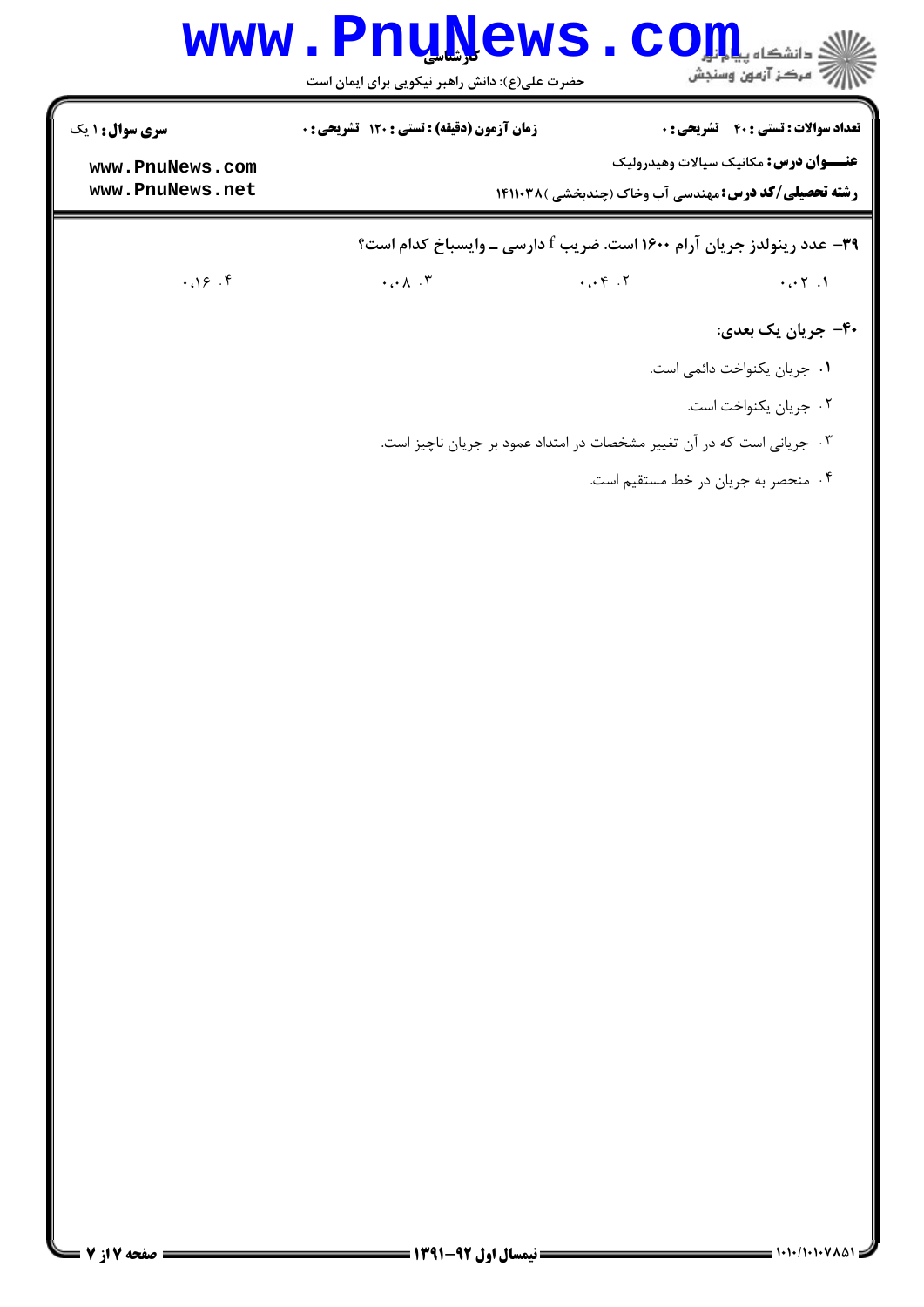**۳۹- عدد رینولدز جریان آرام ۱۶۰۰ است. ضریب f دارسی ـ وایسباخ کدام است؟**

۱. ۰.۰۲

۲. ۰.۰۴

۳. ۰.۰۸

۴. ۰.۱۶

**۴۰- جریان یک بعدی:**

۱. جریان یکنواخت دائمی است.

۲. جریان یکنواخت است.

۳. جریانی است که در آن تغییر مشخصات در امتداد عمود بر جریان ناچیز است.

۴. منحصر به جریان در خط مستقیم است.